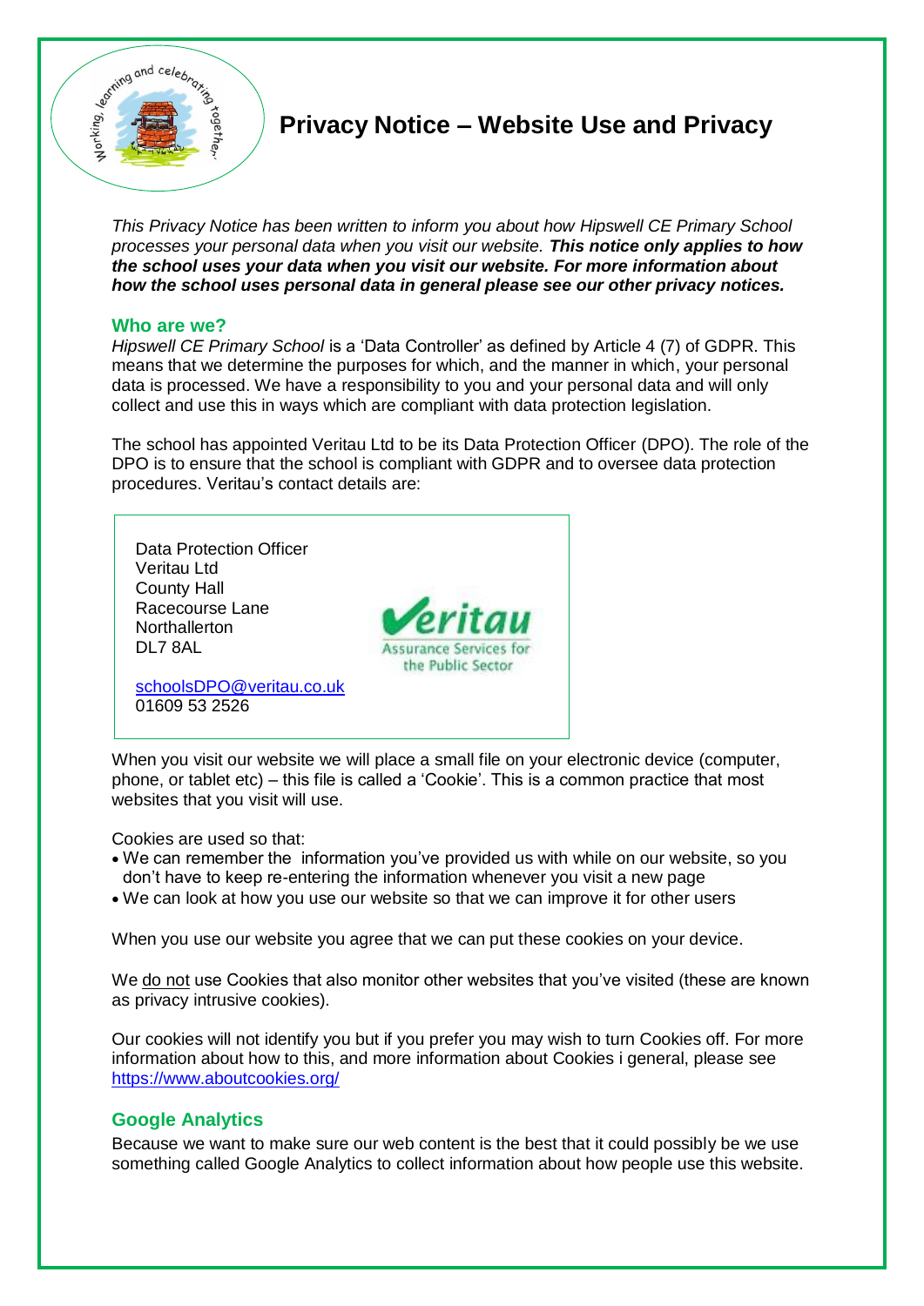# Privacy Notice – Website Use and Privacy

*This Privacy Notice has been written to inform you about how Hipswell CE Primary School processes your personal data when you visit our website.* ***This notice only applies to how the school uses your data when you visit our website. For more information about how the school uses personal data in general please see our other privacy notices.***

## Who are we?

*Hipswell CE Primary School* is a 'Data Controller' as defined by Article 4 (7) of GDPR. This means that we determine the purposes for which, and the manner in which, your personal data is processed. We have a responsibility to you and your personal data and will only collect and use this in ways which are compliant with data protection legislation.

The school has appointed Veritau Ltd to be its Data Protection Officer (DPO). The role of the DPO is to ensure that the school is compliant with GDPR and to oversee data protection procedures. Veritau's contact details are:

Data Protection Officer
Veritau Ltd
County Hall
Racecourse Lane
Northallerton
DL7 8AL

schoolsDPO@veritau.co.uk
01609 53 2526

When you visit our website we will place a small file on your electronic device (computer, phone, or tablet etc) – this file is called a 'Cookie'. This is a common practice that most websites that you visit will use.

Cookies are used so that:

- We can remember the information you've provided us with while on our website, so you don't have to keep re-entering the information whenever you visit a new page
- We can look at how you use our website so that we can improve it for other users

When you use our website you agree that we can put these cookies on your device.

We do not use Cookies that also monitor other websites that you've visited (these are known as privacy intrusive cookies).

Our cookies will not identify you but if you prefer you may wish to turn Cookies off. For more information about how to this, and more information about Cookies i general, please see https://www.aboutcookies.org/

## Google Analytics

Because we want to make sure our web content is the best that it could possibly be we use something called Google Analytics to collect information about how people use this website.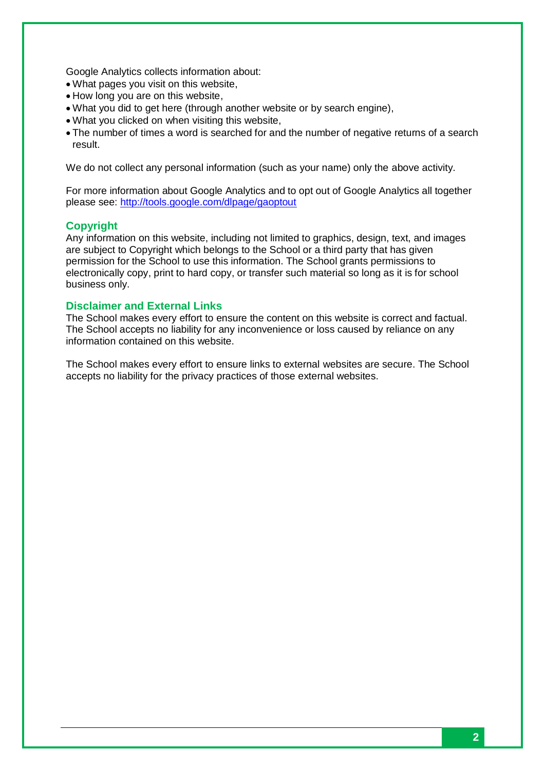Google Analytics collects information about:

- What pages you visit on this website,
- How long you are on this website,
- What you did to get here (through another website or by search engine),
- What you clicked on when visiting this website,
- The number of times a word is searched for and the number of negative returns of a search result.

We do not collect any personal information (such as your name) only the above activity.

For more information about Google Analytics and to opt out of Google Analytics all together please see: [http://tools.google.com/dlpage/gaoptout](http://tools.google.com/dlpage/gaoptout)

## Copyright

Any information on this website, including not limited to graphics, design, text, and images are subject to Copyright which belongs to the School or a third party that has given permission for the School to use this information. The School grants permissions to electronically copy, print to hard copy, or transfer such material so long as it is for school business only.

## Disclaimer and External Links

The School makes every effort to ensure the content on this website is correct and factual. The School accepts no liability for any inconvenience or loss caused by reliance on any information contained on this website.

The School makes every effort to ensure links to external websites are secure. The School accepts no liability for the privacy practices of those external websites.